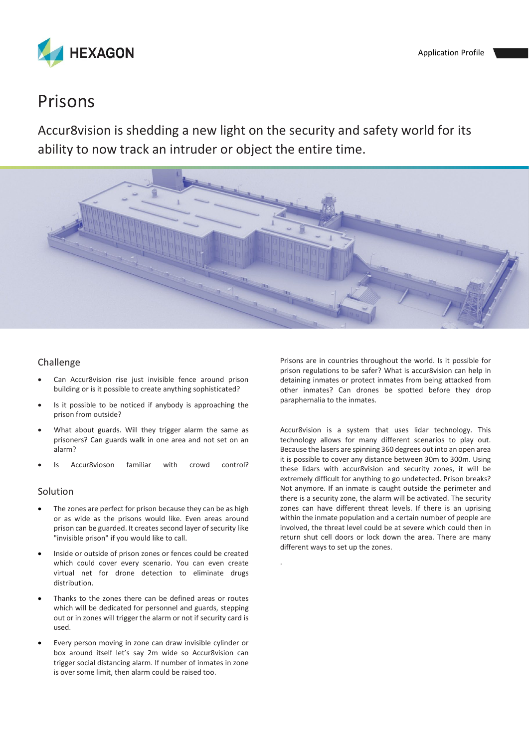Application Profile

# Prisons

Accur8vision is shedding a new light on the security and safety world for its ability to now track an intruder or object the entire time.

## Challenge

- Can Accur8vision rise just invisible fence around prison building or is it possible to create anything sophisticated?
- Is it possible to be noticed if anybody is approaching the prison from outside?
- What about guards. Will they trigger alarm the same as prisoners? Can guards walk in one area and not set on an alarm?
- Is Accur8vioson familiar with crowd control?

## Solution

- The zones are perfect for prison because they can be as high or as wide as the prisons would like. Even areas around prison can be guarded. It creates second layer of security like "invisible prison" if you would like to call.
- Inside or outside of prison zones or fences could be created which could cover every scenario. You can even create virtual net for drone detection to eliminate drugs distribution.
- Thanks to the zones there can be defined areas or routes which will be dedicated for personnel and guards, stepping out or in zones will trigger the alarm or not if security card is used.
- Every person moving in zone can draw invisible cylinder or box around itself let's say 2m wide so Accur8vision can trigger social distancing alarm. If number of inmates in zone is over some limit, then alarm could be raised too.

Prisons are in countries throughout the world. Is it possible for prison regulations to be safer? What is accur8vision can help in detaining inmates or protect inmates from being attacked from other inmates? Can drones be spotted before they drop paraphernalia to the inmates.

Accur8vision is a system that uses lidar technology. This technology allows for many different scenarios to play out. Because the lasers are spinning 360 degrees out into an open area it is possible to cover any distance between 30m to 300m. Using these lidars with accur8vision and security zones, it will be extremely difficult for anything to go undetected. Prison breaks? Not anymore. If an inmate is caught outside the perimeter and there is a security zone, the alarm will be activated. The security zones can have different threat levels. If there is an uprising within the inmate population and a certain number of people are involved, the threat level could be at severe which could then in return shut cell doors or lock down the area. There are many different ways to set up the zones.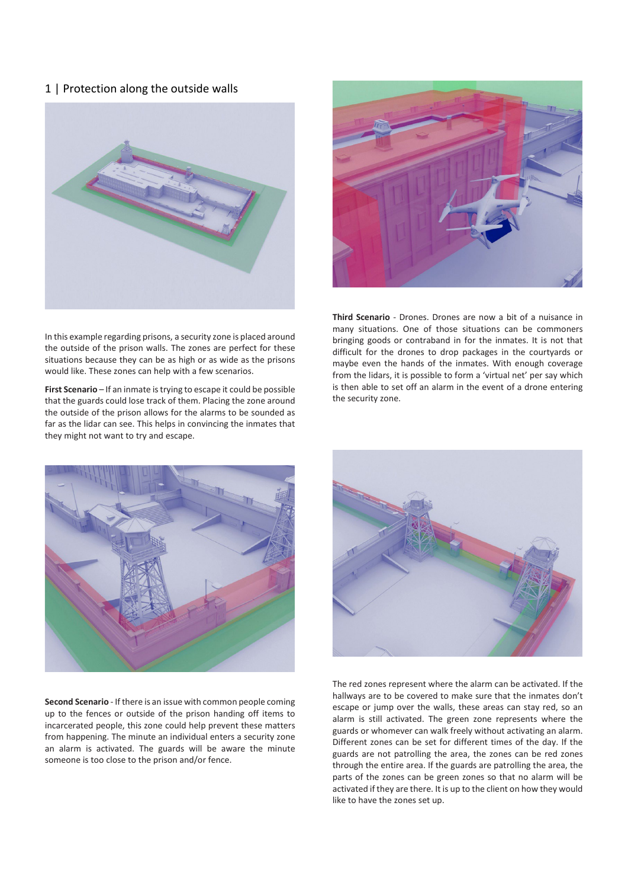## 1 | Protection along the outside walls

In this example regarding prisons, a security zone is placed around the outside of the prison walls. The zones are perfect for these situations because they can be as high or as wide as the prisons would like. These zones can help with a few scenarios.

**First Scenario** – If an inmate is trying to escape it could be possible that the guards could lose track of them. Placing the zone around the outside of the prison allows for the alarms to be sounded as far as the lidar can see. This helps in convincing the inmates that they might not want to try and escape.

**Third Scenario** - Drones. Drones are now a bit of a nuisance in many situations. One of those situations can be commoners bringing goods or contraband in for the inmates. It is not that difficult for the drones to drop packages in the courtyards or maybe even the hands of the inmates. With enough coverage from the lidars, it is possible to form a 'virtual net' per say which is then able to set off an alarm in the event of a drone entering the security zone.

**Second Scenario** - If there is an issue with common people coming up to the fences or outside of the prison handing off items to incarcerated people, this zone could help prevent these matters from happening. The minute an individual enters a security zone an alarm is activated. The guards will be aware the minute someone is too close to the prison and/or fence.

The red zones represent where the alarm can be activated. If the hallways are to be covered to make sure that the inmates don't escape or jump over the walls, these areas can stay red, so an alarm is still activated. The green zone represents where the guards or whomever can walk freely without activating an alarm. Different zones can be set for different times of the day. If the guards are not patrolling the area, the zones can be red zones through the entire area. If the guards are patrolling the area, the parts of the zones can be green zones so that no alarm will be activated if they are there. It is up to the client on how they would like to have the zones set up.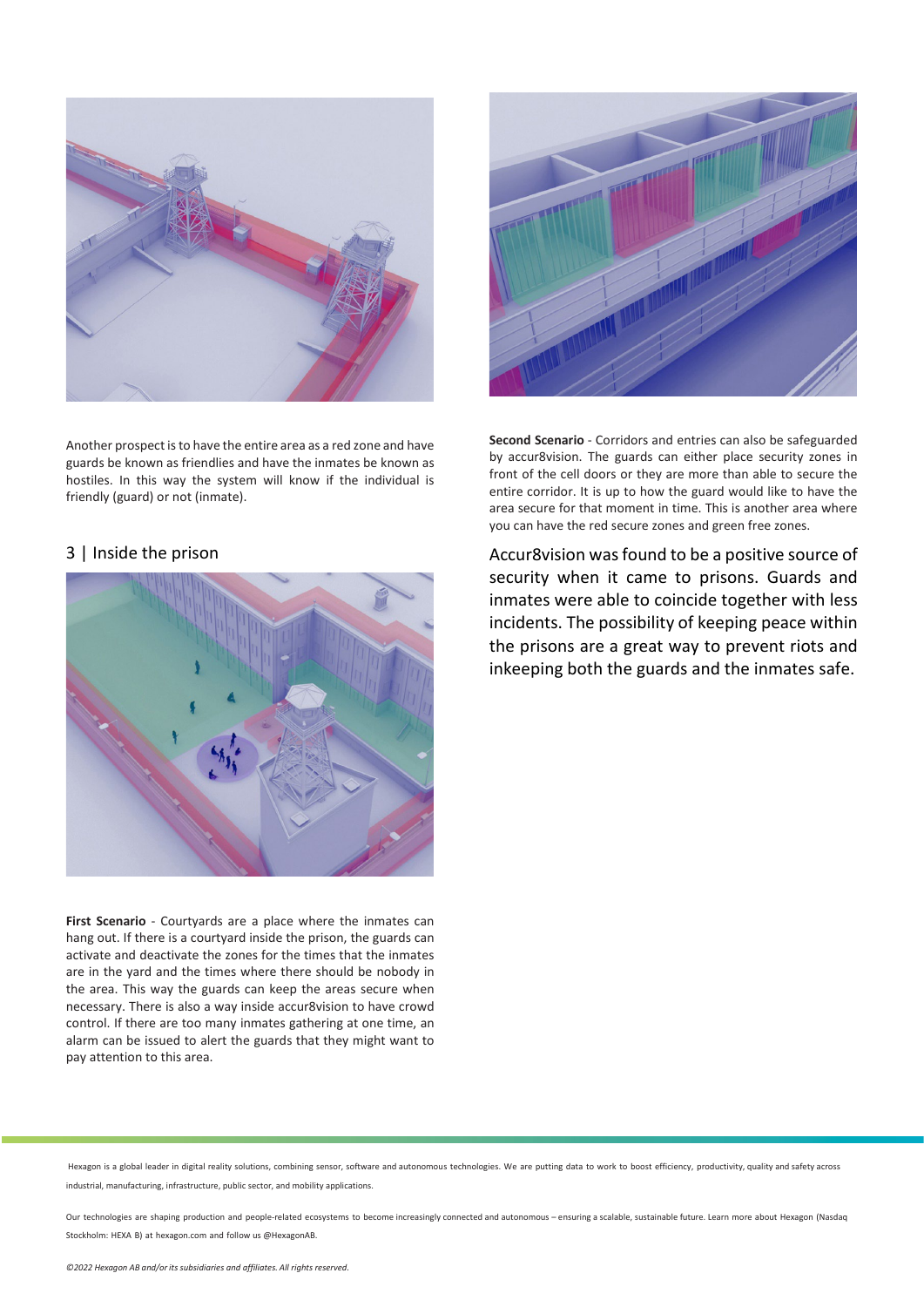Another prospect is to have the entire area as a red zone and have guards be known as friendlies and have the inmates be known as hostiles. In this way the system will know if the individual is friendly (guard) or not (inmate).

## 3 | Inside the prison

**First Scenario** - Courtyards are a place where the inmates can hang out. If there is a courtyard inside the prison, the guards can activate and deactivate the zones for the times that the inmates are in the yard and the times where there should be nobody in the area. This way the guards can keep the areas secure when necessary. There is also a way inside accur8vision to have crowd control. If there are too many inmates gathering at one time, an alarm can be issued to alert the guards that they might want to pay attention to this area.

**Second Scenario** - Corridors and entries can also be safeguarded by accur8vision. The guards can either place security zones in front of the cell doors or they are more than able to secure the entire corridor. It is up to how the guard would like to have the area secure for that moment in time. This is another area where you can have the red secure zones and green free zones.

Accur8vision was found to be a positive source of security when it came to prisons. Guards and inmates were able to coincide together with less incidents. The possibility of keeping peace within the prisons are a great way to prevent riots and inkeeping both the guards and the inmates safe.

Hexagon is a global leader in digital reality solutions, combining sensor, software and autonomous technologies. We are putting data to work to boost efficiency, productivity, quality and safety across industrial, manufacturing, infrastructure, public sector, and mobility applications.

Our technologies are shaping production and people-related ecosystems to become increasingly connected and autonomous – ensuring a scalable, sustainable future. Learn more about Hexagon (Nasdaq Stockholm: HEXA B) at hexagon.com and follow us @HexagonAB.

*©2022 Hexagon AB and/or its subsidiaries and affiliates. All rights reserved.*